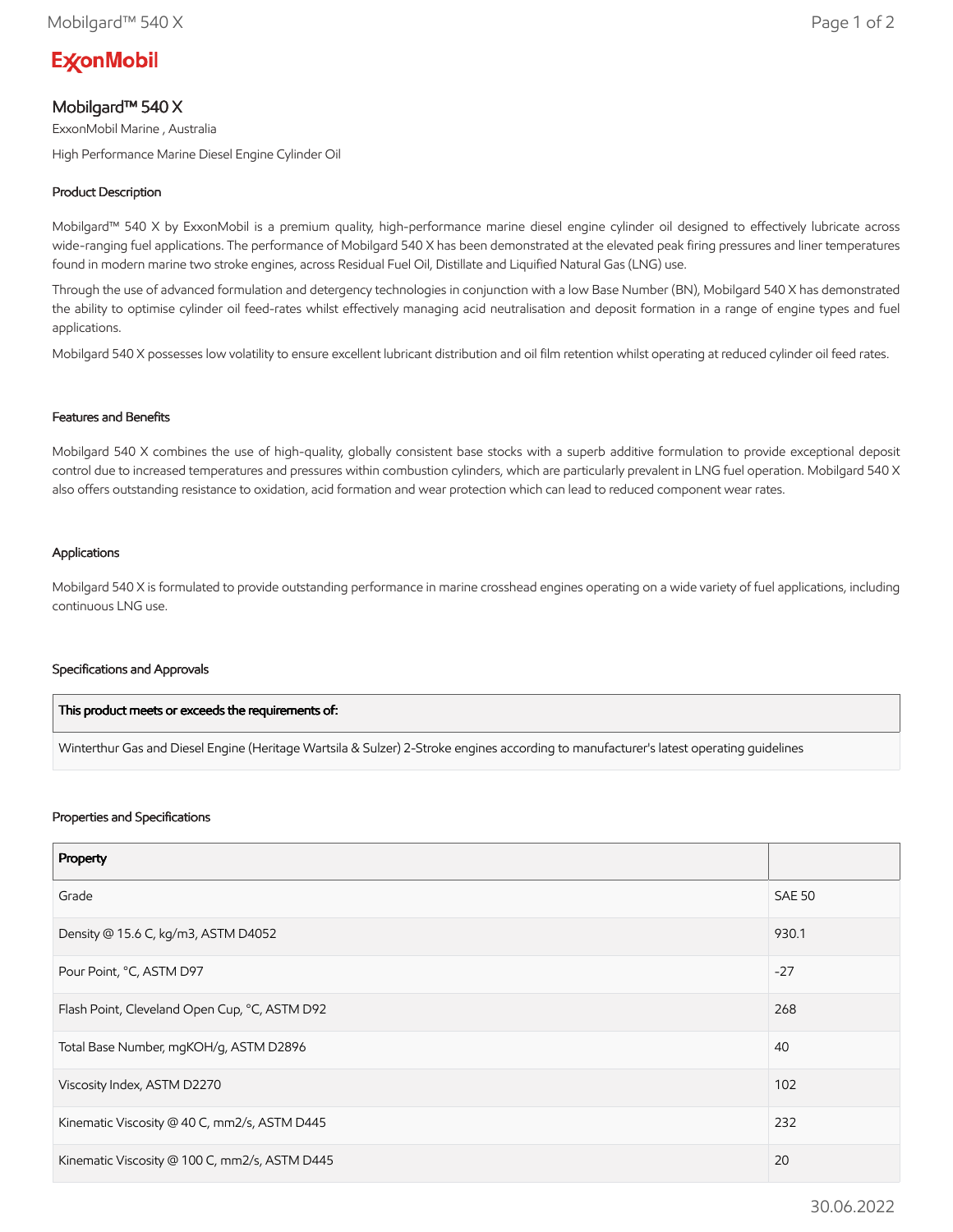ExxonMobil

# Mobilgard™ 540 X

ExxonMobil Marine , Australia

High Performance Marine Diesel Engine Cylinder Oil

## Product Description

Mobilgard™ 540 X by ExxonMobil is a premium quality, high-performance marine diesel engine cylinder oil designed to effectively lubricate across wide-ranging fuel applications. The performance of Mobilgard 540 X has been demonstrated at the elevated peak firing pressures and liner temperatures found in modern marine two stroke engines, across Residual Fuel Oil, Distillate and Liquified Natural Gas (LNG) use.

Through the use of advanced formulation and detergency technologies in conjunction with a low Base Number (BN), Mobilgard 540 X has demonstrated the ability to optimise cylinder oil feed-rates whilst effectively managing acid neutralisation and deposit formation in a range of engine types and fuel applications.

Mobilgard 540 X possesses low volatility to ensure excellent lubricant distribution and oil film retention whilst operating at reduced cylinder oil feed rates.

## Features and Benefits

Mobilgard 540 X combines the use of high-quality, globally consistent base stocks with a superb additive formulation to provide exceptional deposit control due to increased temperatures and pressures within combustion cylinders, which are particularly prevalent in LNG fuel operation. Mobilgard 540 X also offers outstanding resistance to oxidation, acid formation and wear protection which can lead to reduced component wear rates.

## Applications

Mobilgard 540 X is formulated to provide outstanding performance in marine crosshead engines operating on a wide variety of fuel applications, including continuous LNG use.

## Specifications and Approvals

| This product meets or exceeds the requirements of: |
| --- |
| Winterthur Gas and Diesel Engine (Heritage Wartsila & Sulzer) 2-Stroke engines according to manufacturer's latest operating guidelines |

## Properties and Specifications

| Property | |
| --- | --- |
| Grade | SAE 50 |
| Density @ 15.6 C, kg/m3, ASTM D4052 | 930.1 |
| Pour Point, °C, ASTM D97 | -27 |
| Flash Point, Cleveland Open Cup, °C, ASTM D92 | 268 |
| Total Base Number, mgKOH/g, ASTM D2896 | 40 |
| Viscosity Index, ASTM D2270 | 102 |
| Kinematic Viscosity @ 40 C, mm2/s, ASTM D445 | 232 |
| Kinematic Viscosity @ 100 C, mm2/s, ASTM D445 | 20 |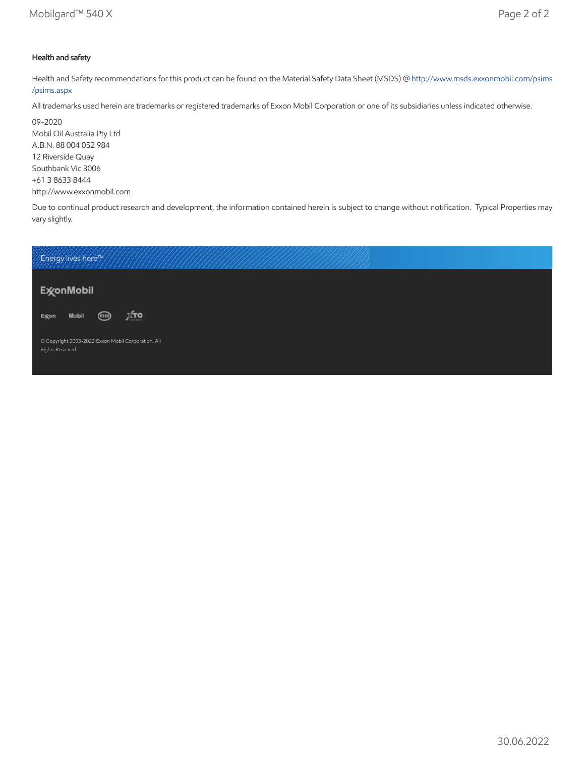### Health and safety

Health and Safety recommendations for this product can be found on the Material Safety Data Sheet (MSDS) @ http://www.msds.exxonmobil.com/psims/psims.aspx

All trademarks used herein are trademarks or registered trademarks of Exxon Mobil Corporation or one of its subsidiaries unless indicated otherwise.

09-2020
Mobil Oil Australia Pty Ltd
A.B.N. 88 004 052 984
12 Riverside Quay
Southbank Vic 3006
+61 3 8633 8444
http://www.exxonmobil.com

Due to continual product research and development, the information contained herein is subject to change without notification. Typical Properties may vary slightly.

Energy lives here™

ExxonMobil

Exxon Mobil Esso XTO

© Copyright 2003-2022 Exxon Mobil Corporation. All Rights Reserved